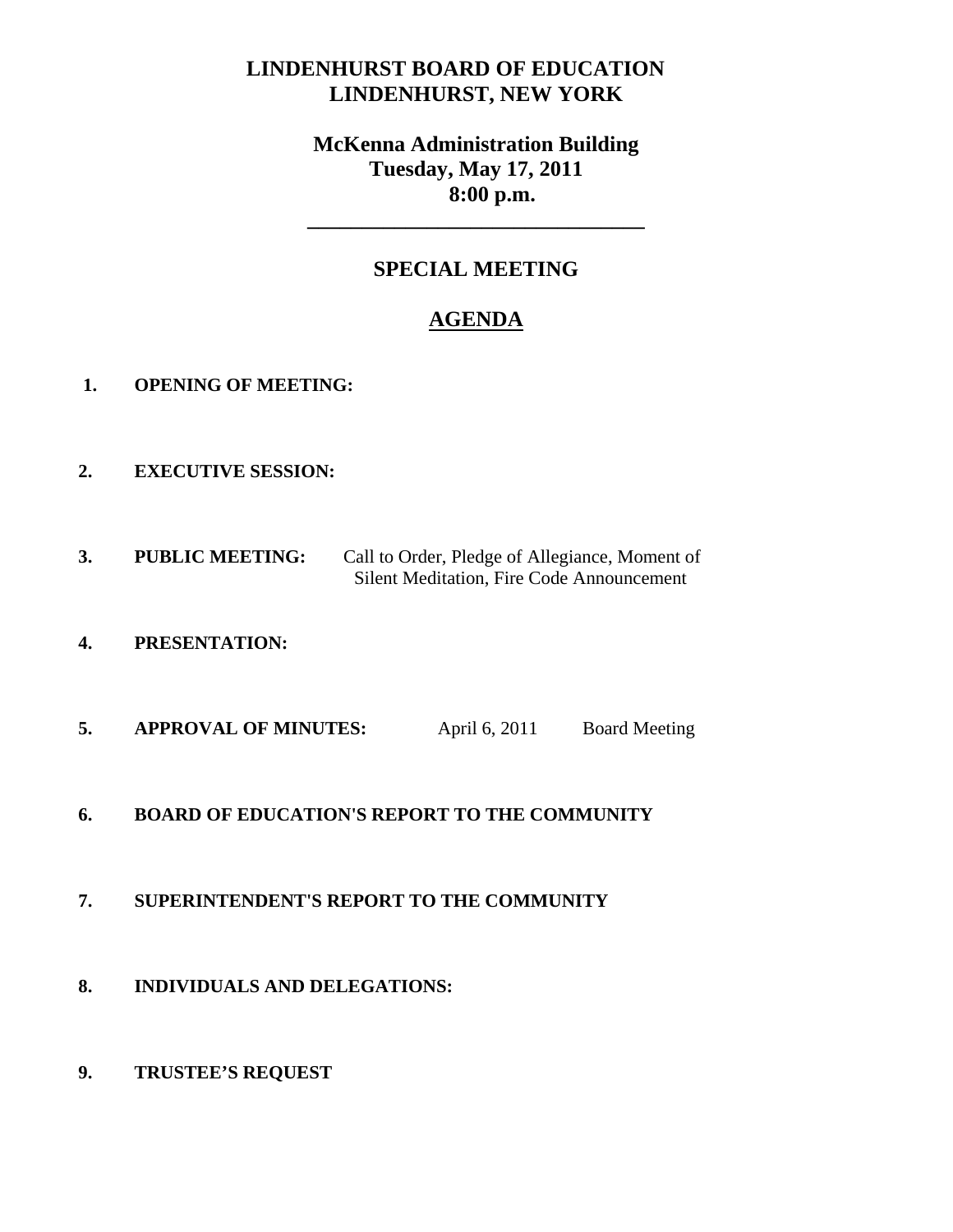# LINDENHURST BOARD OF EDUCATION
# LINDENHURST, NEW YORK

## McKenna Administration Building
## Tuesday, May 17, 2011
## 8:00 p.m.

---

## SPECIAL MEETING

## AGENDA

1. **OPENING OF MEETING:**

2. **EXECUTIVE SESSION:**

3. **PUBLIC MEETING:** Call to Order, Pledge of Allegiance, Moment of Silent Meditation, Fire Code Announcement

4. **PRESENTATION:**

5. **APPROVAL OF MINUTES:** April 6, 2011 Board Meeting

6. **BOARD OF EDUCATION'S REPORT TO THE COMMUNITY**

7. **SUPERINTENDENT'S REPORT TO THE COMMUNITY**

8. **INDIVIDUALS AND DELEGATIONS:**

9. **TRUSTEE'S REQUEST**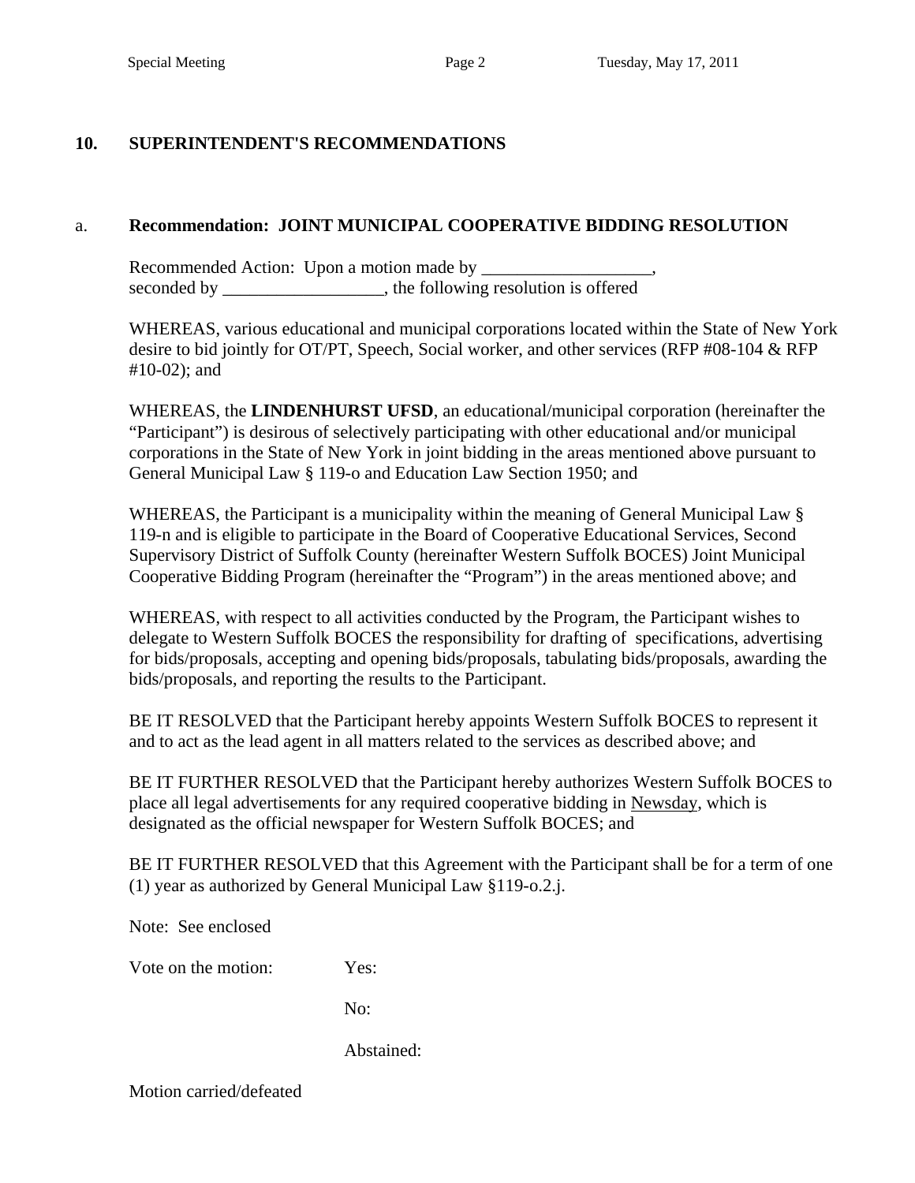## 10. SUPERINTENDENT'S RECOMMENDATIONS

### a. Recommendation: JOINT MUNICIPAL COOPERATIVE BIDDING RESOLUTION

Recommended Action: Upon a motion made by ___________________, seconded by __________________, the following resolution is offered

WHEREAS, various educational and municipal corporations located within the State of New York desire to bid jointly for OT/PT, Speech, Social worker, and other services (RFP #08-104 & RFP #10-02); and

WHEREAS, the **LINDENHURST UFSD**, an educational/municipal corporation (hereinafter the "Participant") is desirous of selectively participating with other educational and/or municipal corporations in the State of New York in joint bidding in the areas mentioned above pursuant to General Municipal Law § 119-o and Education Law Section 1950; and

WHEREAS, the Participant is a municipality within the meaning of General Municipal Law § 119-n and is eligible to participate in the Board of Cooperative Educational Services, Second Supervisory District of Suffolk County (hereinafter Western Suffolk BOCES) Joint Municipal Cooperative Bidding Program (hereinafter the "Program") in the areas mentioned above; and

WHEREAS, with respect to all activities conducted by the Program, the Participant wishes to delegate to Western Suffolk BOCES the responsibility for drafting of specifications, advertising for bids/proposals, accepting and opening bids/proposals, tabulating bids/proposals, awarding the bids/proposals, and reporting the results to the Participant.

BE IT RESOLVED that the Participant hereby appoints Western Suffolk BOCES to represent it and to act as the lead agent in all matters related to the services as described above; and

BE IT FURTHER RESOLVED that the Participant hereby authorizes Western Suffolk BOCES to place all legal advertisements for any required cooperative bidding in Newsday, which is designated as the official newspaper for Western Suffolk BOCES; and

BE IT FURTHER RESOLVED that this Agreement with the Participant shall be for a term of one (1) year as authorized by General Municipal Law §119-o.2.j.

Note: See enclosed

Vote on the motion: Yes:

No:

Abstained:

Motion carried/defeated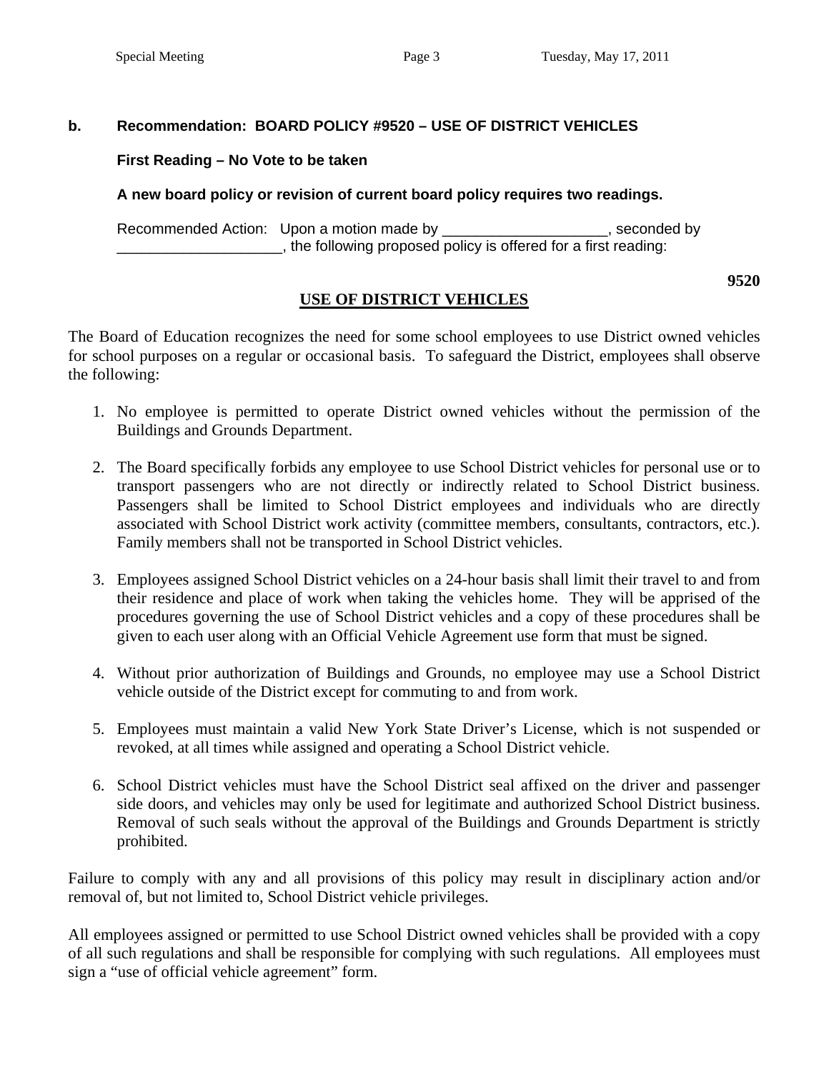**b. Recommendation: BOARD POLICY #9520 – USE OF DISTRICT VEHICLES**

**First Reading – No Vote to be taken**

**A new board policy or revision of current board policy requires two readings.**

Recommended Action: Upon a motion made by ____________________, seconded by ____________________, the following proposed policy is offered for a first reading:

**9520**

**USE OF DISTRICT VEHICLES**

The Board of Education recognizes the need for some school employees to use District owned vehicles for school purposes on a regular or occasional basis. To safeguard the District, employees shall observe the following:

1. No employee is permitted to operate District owned vehicles without the permission of the Buildings and Grounds Department.

2. The Board specifically forbids any employee to use School District vehicles for personal use or to transport passengers who are not directly or indirectly related to School District business. Passengers shall be limited to School District employees and individuals who are directly associated with School District work activity (committee members, consultants, contractors, etc.). Family members shall not be transported in School District vehicles.

3. Employees assigned School District vehicles on a 24-hour basis shall limit their travel to and from their residence and place of work when taking the vehicles home. They will be apprised of the procedures governing the use of School District vehicles and a copy of these procedures shall be given to each user along with an Official Vehicle Agreement use form that must be signed.

4. Without prior authorization of Buildings and Grounds, no employee may use a School District vehicle outside of the District except for commuting to and from work.

5. Employees must maintain a valid New York State Driver's License, which is not suspended or revoked, at all times while assigned and operating a School District vehicle.

6. School District vehicles must have the School District seal affixed on the driver and passenger side doors, and vehicles may only be used for legitimate and authorized School District business. Removal of such seals without the approval of the Buildings and Grounds Department is strictly prohibited.

Failure to comply with any and all provisions of this policy may result in disciplinary action and/or removal of, but not limited to, School District vehicle privileges.

All employees assigned or permitted to use School District owned vehicles shall be provided with a copy of all such regulations and shall be responsible for complying with such regulations. All employees must sign a "use of official vehicle agreement" form.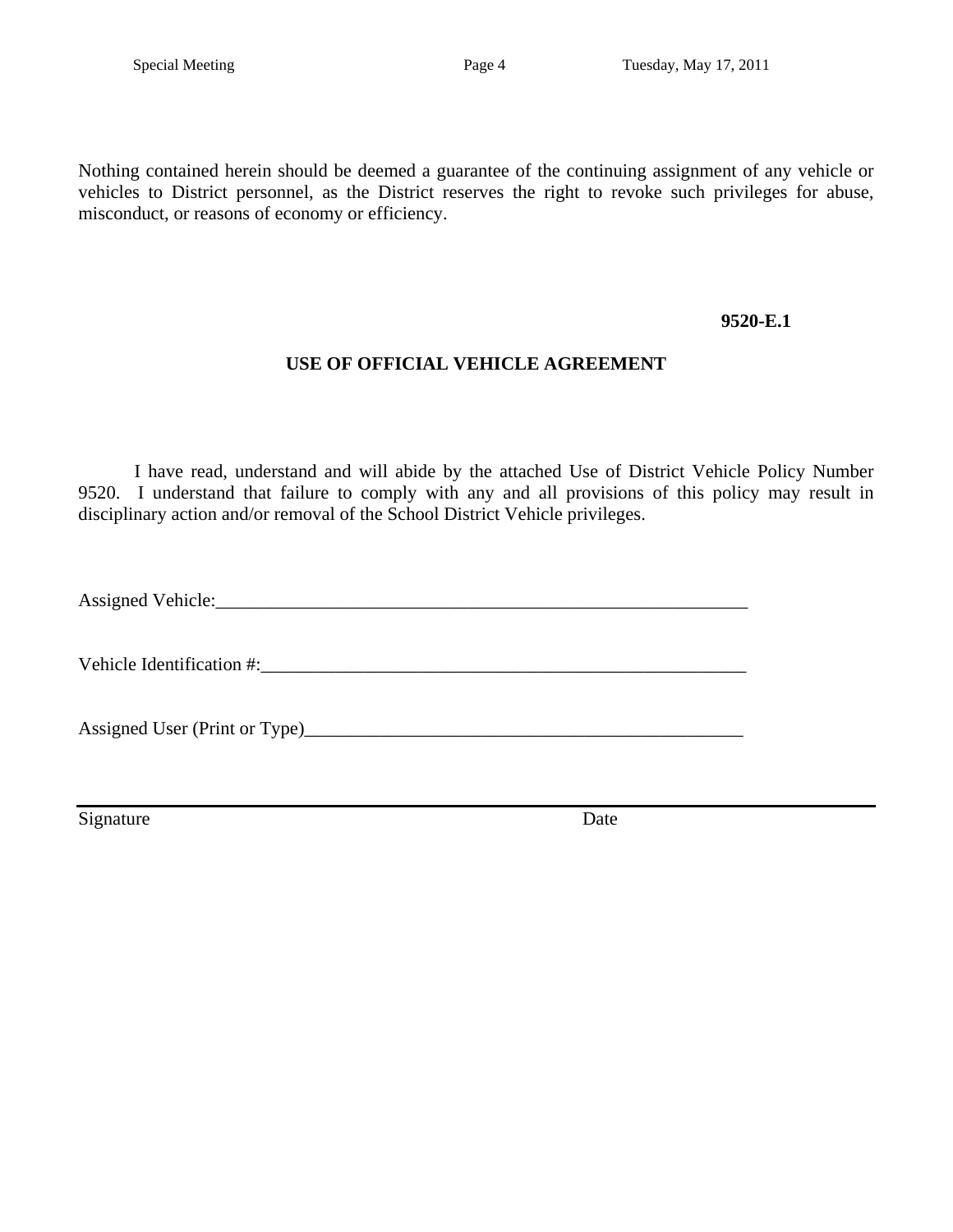Nothing contained herein should be deemed a guarantee of the continuing assignment of any vehicle or vehicles to District personnel, as the District reserves the right to revoke such privileges for abuse, misconduct, or reasons of economy or efficiency.

**9520-E.1**

## USE OF OFFICIAL VEHICLE AGREEMENT

I have read, understand and will abide by the attached Use of District Vehicle Policy Number 9520. I understand that failure to comply with any and all provisions of this policy may result in disciplinary action and/or removal of the School District Vehicle privileges.

Assigned Vehicle:___________________________________________________________

Vehicle Identification #:_____________________________________________________

Assigned User (Print or Type)_________________________________________________

_____________________________________________________________________________

Signature                                                                                    Date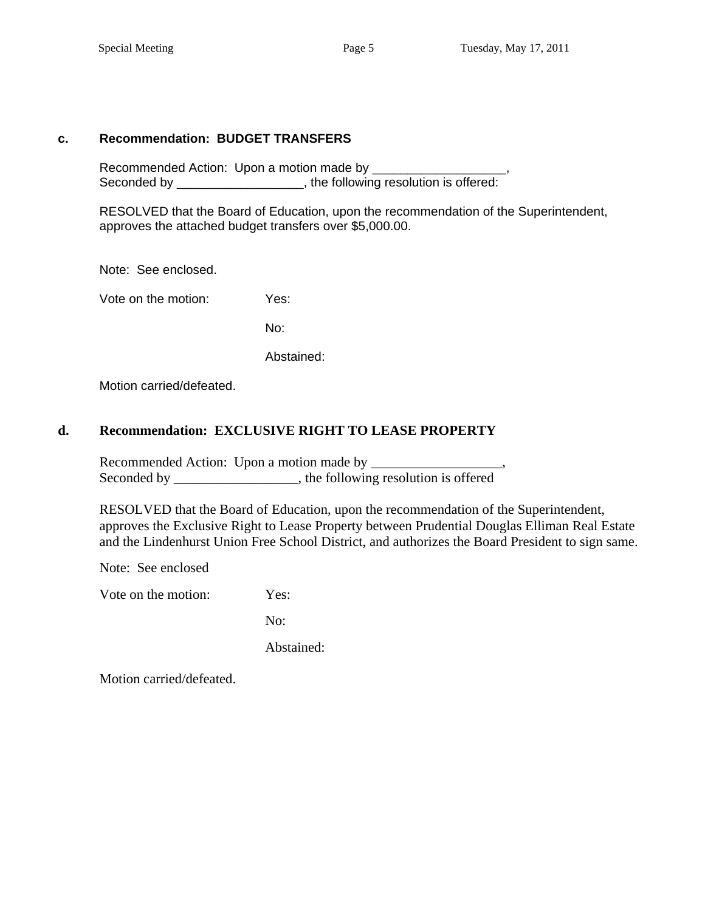**c. Recommendation: BUDGET TRANSFERS**

Recommended Action: Upon a motion made by ___________________,
Seconded by __________________, the following resolution is offered:

RESOLVED that the Board of Education, upon the recommendation of the Superintendent, approves the attached budget transfers over $5,000.00.

Note: See enclosed.

Vote on the motion: Yes:

No:

Abstained:

Motion carried/defeated.

**d. Recommendation: EXCLUSIVE RIGHT TO LEASE PROPERTY**

Recommended Action: Upon a motion made by ___________________,
Seconded by __________________, the following resolution is offered

RESOLVED that the Board of Education, upon the recommendation of the Superintendent, approves the Exclusive Right to Lease Property between Prudential Douglas Elliman Real Estate and the Lindenhurst Union Free School District, and authorizes the Board President to sign same.

Note: See enclosed

Vote on the motion: Yes:

No:

Abstained:

Motion carried/defeated.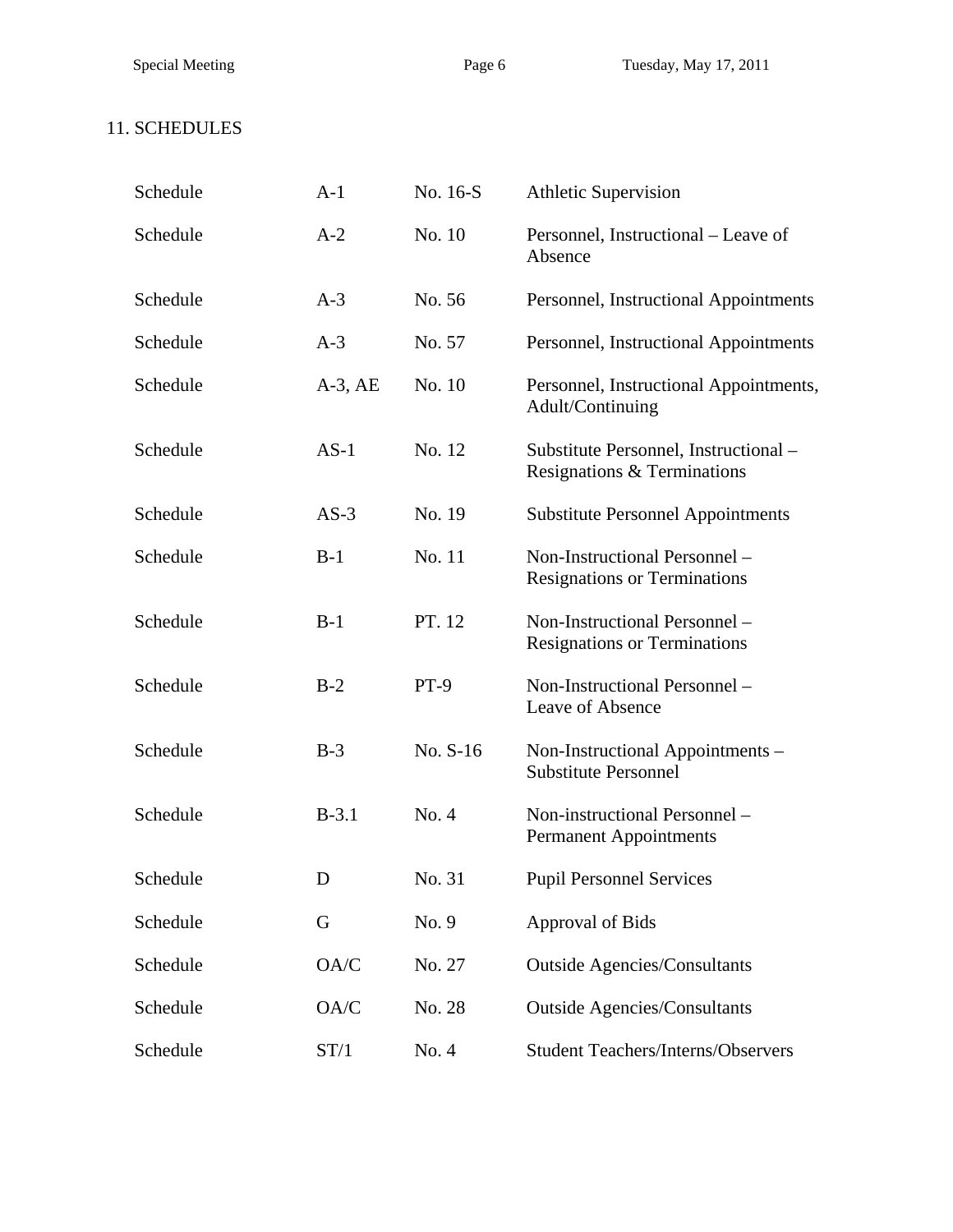## 11. SCHEDULES

| | | | |
|---|---|---|---|
| Schedule | A-1 | No. 16-S | Athletic Supervision |
| Schedule | A-2 | No. 10 | Personnel, Instructional – Leave of Absence |
| Schedule | A-3 | No. 56 | Personnel, Instructional Appointments |
| Schedule | A-3 | No. 57 | Personnel, Instructional Appointments |
| Schedule | A-3, AE | No. 10 | Personnel, Instructional Appointments, Adult/Continuing |
| Schedule | AS-1 | No. 12 | Substitute Personnel, Instructional – Resignations & Terminations |
| Schedule | AS-3 | No. 19 | Substitute Personnel Appointments |
| Schedule | B-1 | No. 11 | Non-Instructional Personnel – Resignations or Terminations |
| Schedule | B-1 | PT. 12 | Non-Instructional Personnel – Resignations or Terminations |
| Schedule | B-2 | PT-9 | Non-Instructional Personnel – Leave of Absence |
| Schedule | B-3 | No. S-16 | Non-Instructional Appointments – Substitute Personnel |
| Schedule | B-3.1 | No. 4 | Non-instructional Personnel – Permanent Appointments |
| Schedule | D | No. 31 | Pupil Personnel Services |
| Schedule | G | No. 9 | Approval of Bids |
| Schedule | OA/C | No. 27 | Outside Agencies/Consultants |
| Schedule | OA/C | No. 28 | Outside Agencies/Consultants |
| Schedule | ST/1 | No. 4 | Student Teachers/Interns/Observers |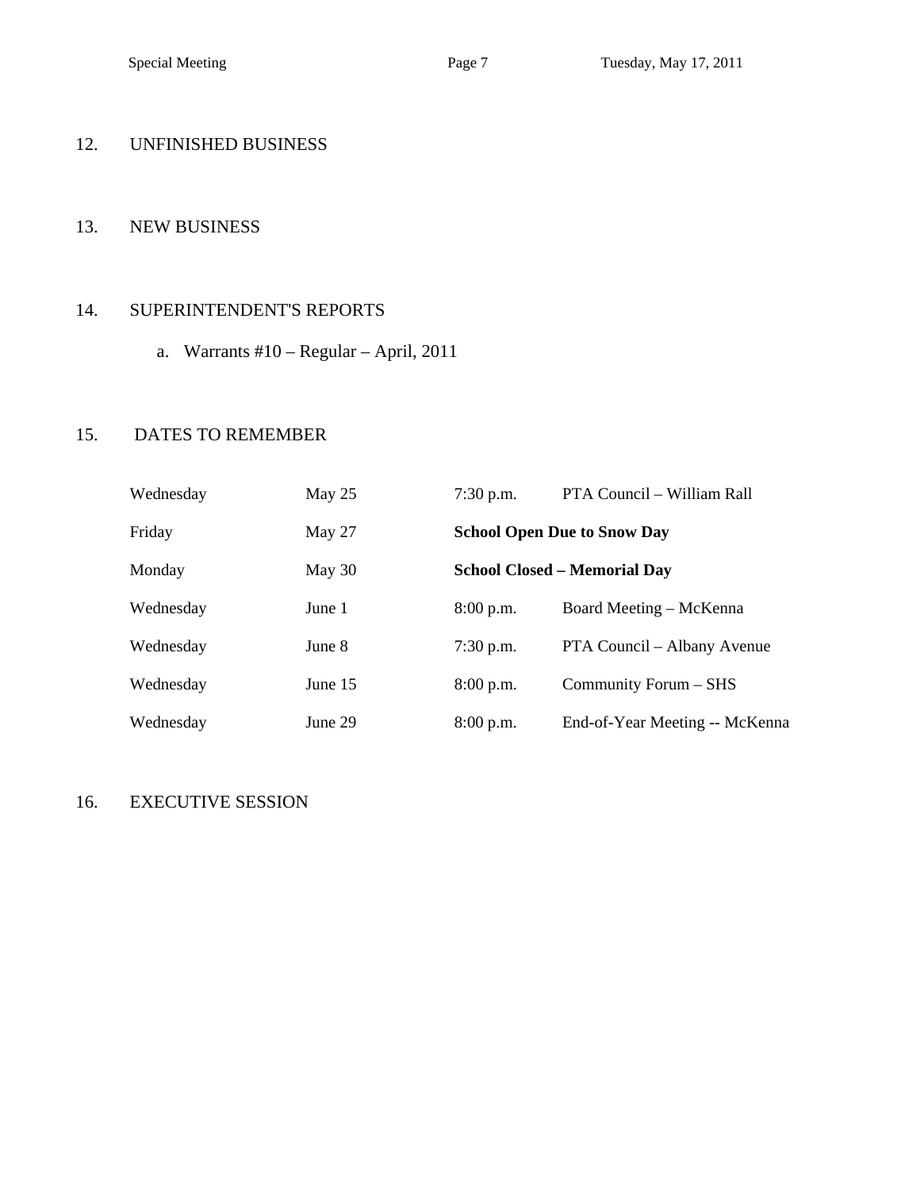12. UNFINISHED BUSINESS

13. NEW BUSINESS

14. SUPERINTENDENT'S REPORTS

a. Warrants #10 – Regular – April, 2011

15. DATES TO REMEMBER

| | | | |
|---|---|---|---|
| Wednesday | May 25 | 7:30 p.m. | PTA Council – William Rall |
| Friday | May 27 | **School Open Due to Snow Day** | |
| Monday | May 30 | **School Closed – Memorial Day** | |
| Wednesday | June 1 | 8:00 p.m. | Board Meeting – McKenna |
| Wednesday | June 8 | 7:30 p.m. | PTA Council – Albany Avenue |
| Wednesday | June 15 | 8:00 p.m. | Community Forum – SHS |
| Wednesday | June 29 | 8:00 p.m. | End-of-Year Meeting -- McKenna |

16. EXECUTIVE SESSION